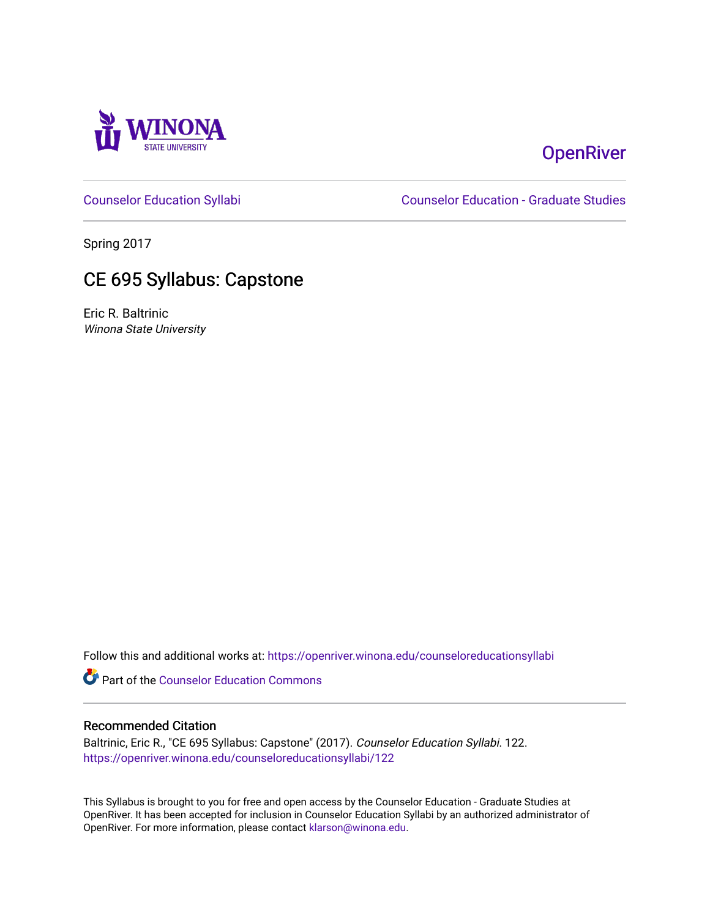OpenRiver

Counselor Education Syllabi | Counselor Education - Graduate Studies

Spring 2017

# CE 695 Syllabus: Capstone

Eric R. Baltrinic
*Winona State University*

Follow this and additional works at: https://openriver.winona.edu/counseloreducationsyllabi

Part of the Counselor Education Commons

## Recommended Citation

Baltrinic, Eric R., "CE 695 Syllabus: Capstone" (2017). *Counselor Education Syllabi*. 122.
https://openriver.winona.edu/counseloreducationsyllabi/122

This Syllabus is brought to you for free and open access by the Counselor Education - Graduate Studies at OpenRiver. It has been accepted for inclusion in Counselor Education Syllabi by an authorized administrator of OpenRiver. For more information, please contact klarson@winona.edu.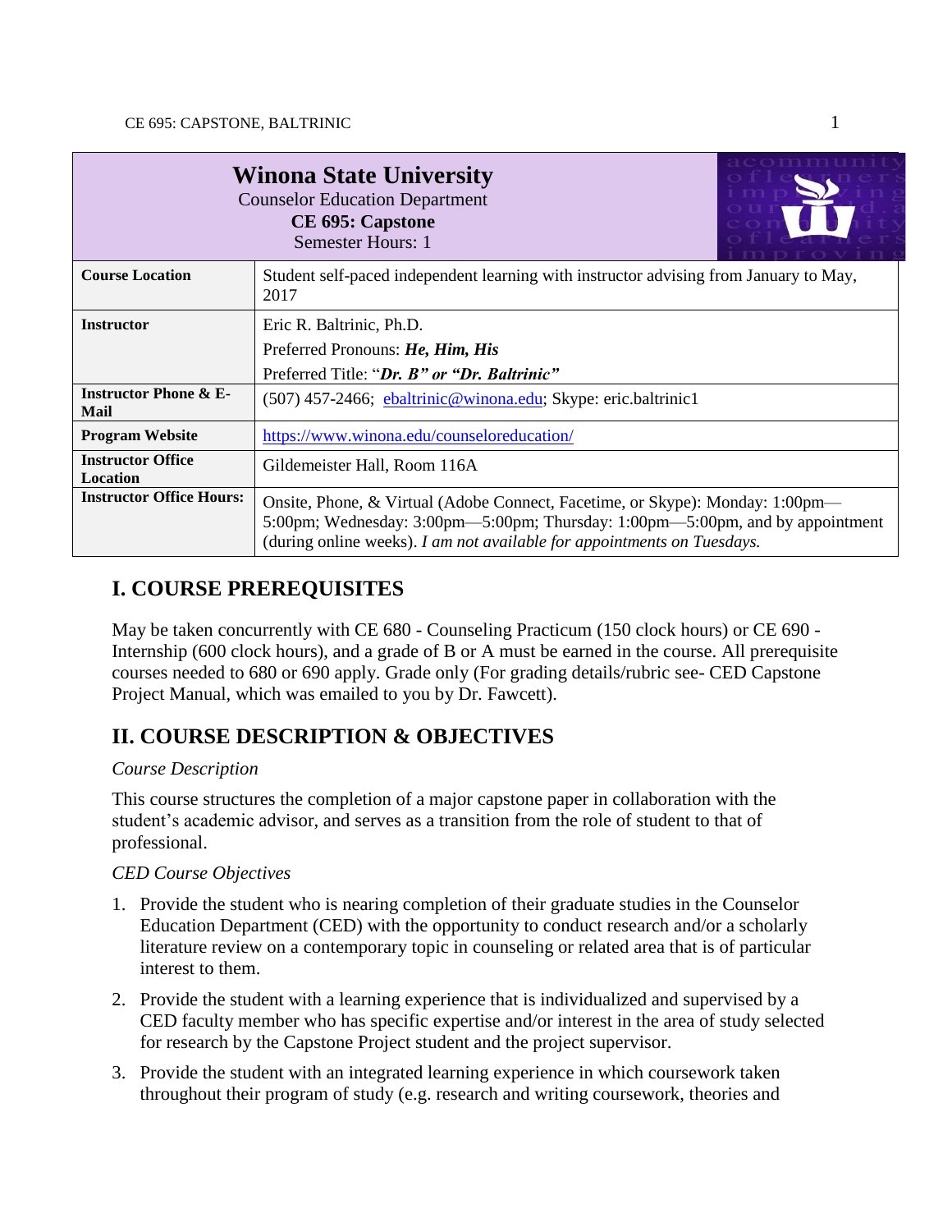| **Winona State University**<br>Counselor Education Department<br>**CE 695: Capstone**<br>Semester Hours: 1 | |
|---|---|
| **Course Location** | Student self-paced independent learning with instructor advising from January to May, 2017 |
| **Instructor** | Eric R. Baltrinic, Ph.D.<br>Preferred Pronouns: ***He, Him, His***<br>Preferred Title: "***Dr. B" or "Dr. Baltrinic"*** |
| **Instructor Phone & E-Mail** | (507) 457-2466; ebaltrinic@winona.edu; Skype: eric.baltrinic1 |
| **Program Website** | https://www.winona.edu/counseloreducation/ |
| **Instructor Office Location** | Gildemeister Hall, Room 116A |
| **Instructor Office Hours:** | Onsite, Phone, & Virtual (Adobe Connect, Facetime, or Skype): Monday: 1:00pm—5:00pm; Wednesday: 3:00pm—5:00pm; Thursday: 1:00pm—5:00pm, and by appointment (during online weeks). *I am not available for appointments on Tuesdays.* |

## I. COURSE PREREQUISITES

May be taken concurrently with CE 680 - Counseling Practicum (150 clock hours) or CE 690 - Internship (600 clock hours), and a grade of B or A must be earned in the course. All prerequisite courses needed to 680 or 690 apply. Grade only (For grading details/rubric see- CED Capstone Project Manual, which was emailed to you by Dr. Fawcett).

## II. COURSE DESCRIPTION & OBJECTIVES

*Course Description*

This course structures the completion of a major capstone paper in collaboration with the student's academic advisor, and serves as a transition from the role of student to that of professional.

*CED Course Objectives*

1. Provide the student who is nearing completion of their graduate studies in the Counselor Education Department (CED) with the opportunity to conduct research and/or a scholarly literature review on a contemporary topic in counseling or related area that is of particular interest to them.
2. Provide the student with a learning experience that is individualized and supervised by a CED faculty member who has specific expertise and/or interest in the area of study selected for research by the Capstone Project student and the project supervisor.
3. Provide the student with an integrated learning experience in which coursework taken throughout their program of study (e.g. research and writing coursework, theories and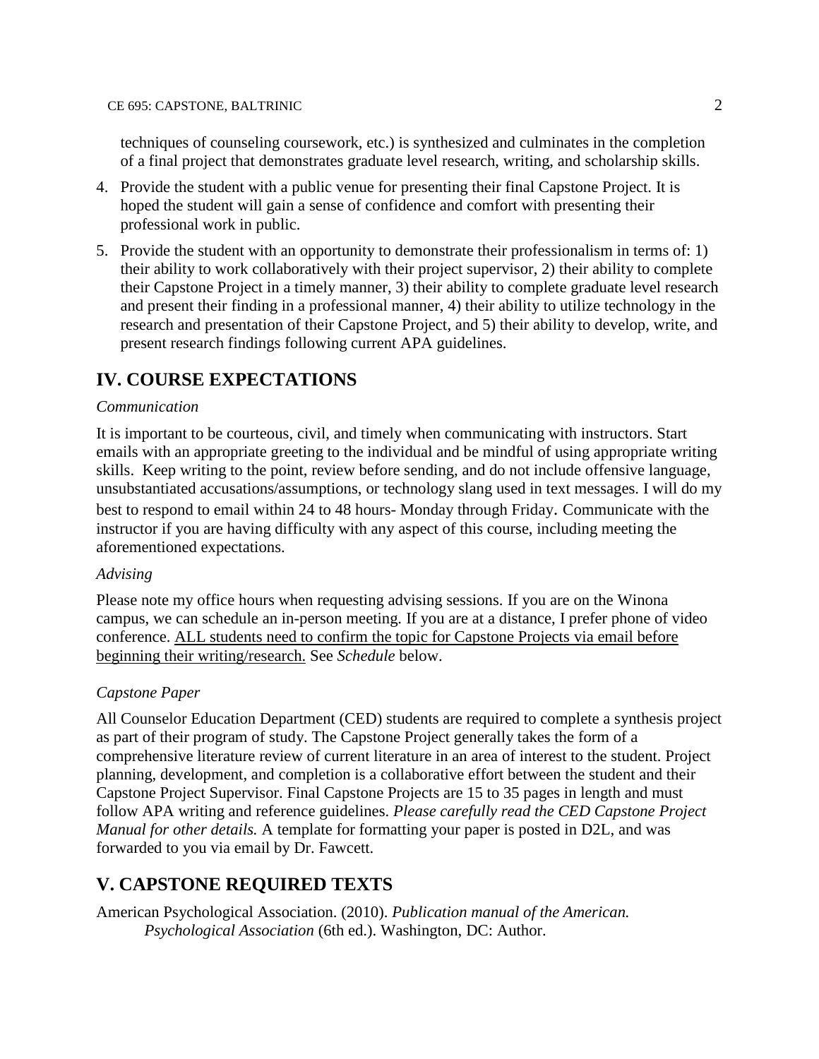techniques of counseling coursework, etc.) is synthesized and culminates in the completion of a final project that demonstrates graduate level research, writing, and scholarship skills.

4. Provide the student with a public venue for presenting their final Capstone Project. It is hoped the student will gain a sense of confidence and comfort with presenting their professional work in public.

5. Provide the student with an opportunity to demonstrate their professionalism in terms of: 1) their ability to work collaboratively with their project supervisor, 2) their ability to complete their Capstone Project in a timely manner, 3) their ability to complete graduate level research and present their finding in a professional manner, 4) their ability to utilize technology in the research and presentation of their Capstone Project, and 5) their ability to develop, write, and present research findings following current APA guidelines.

## IV. COURSE EXPECTATIONS

*Communication*

It is important to be courteous, civil, and timely when communicating with instructors. Start emails with an appropriate greeting to the individual and be mindful of using appropriate writing skills. Keep writing to the point, review before sending, and do not include offensive language, unsubstantiated accusations/assumptions, or technology slang used in text messages. I will do my best to respond to email within 24 to 48 hours- Monday through Friday. Communicate with the instructor if you are having difficulty with any aspect of this course, including meeting the aforementioned expectations.

*Advising*

Please note my office hours when requesting advising sessions. If you are on the Winona campus, we can schedule an in-person meeting. If you are at a distance, I prefer phone of video conference. <u>ALL students need to confirm the topic for Capstone Projects via email before beginning their writing/research.</u> See *Schedule* below.

*Capstone Paper*

All Counselor Education Department (CED) students are required to complete a synthesis project as part of their program of study. The Capstone Project generally takes the form of a comprehensive literature review of current literature in an area of interest to the student. Project planning, development, and completion is a collaborative effort between the student and their Capstone Project Supervisor. Final Capstone Projects are 15 to 35 pages in length and must follow APA writing and reference guidelines. *Please carefully read the CED Capstone Project Manual for other details.* A template for formatting your paper is posted in D2L, and was forwarded to you via email by Dr. Fawcett.

## V. CAPSTONE REQUIRED TEXTS

American Psychological Association. (2010). *Publication manual of the American. Psychological Association* (6th ed.). Washington, DC: Author.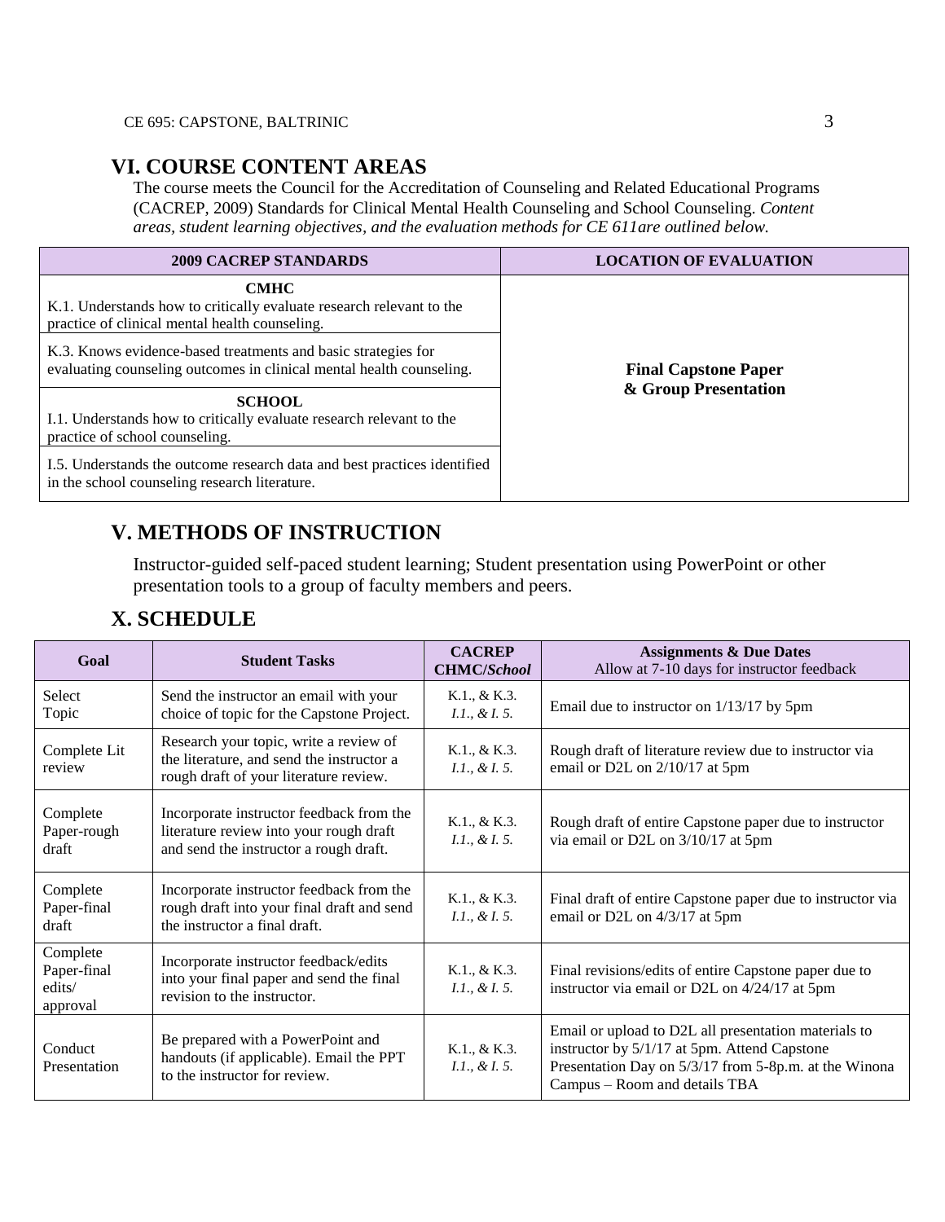## VI. COURSE CONTENT AREAS

The course meets the Council for the Accreditation of Counseling and Related Educational Programs (CACREP, 2009) Standards for Clinical Mental Health Counseling and School Counseling. *Content areas, student learning objectives, and the evaluation methods for CE 611are outlined below.*

| 2009 CACREP STANDARDS | LOCATION OF EVALUATION |
|---|---|
| **CMHC**<br>K.1. Understands how to critically evaluate research relevant to the practice of clinical mental health counseling. | **Final Capstone Paper & Group Presentation** |
| K.3. Knows evidence-based treatments and basic strategies for evaluating counseling outcomes in clinical mental health counseling. | |
| **SCHOOL**<br>I.1. Understands how to critically evaluate research relevant to the practice of school counseling. | |
| I.5. Understands the outcome research data and best practices identified in the school counseling research literature. | |

## V. METHODS OF INSTRUCTION

Instructor-guided self-paced student learning; Student presentation using PowerPoint or other presentation tools to a group of faculty members and peers.

## X. SCHEDULE

| Goal | Student Tasks | CACREP CHMC/*School* | Assignments & Due Dates<br>Allow at 7-10 days for instructor feedback |
|---|---|---|---|
| Select Topic | Send the instructor an email with your choice of topic for the Capstone Project. | K.1., & K.3.<br>*I.1., & I. 5.* | Email due to instructor on 1/13/17 by 5pm |
| Complete Lit review | Research your topic, write a review of the literature, and send the instructor a rough draft of your literature review. | K.1., & K.3.<br>*I.1., & I. 5.* | Rough draft of literature review due to instructor via email or D2L on 2/10/17 at 5pm |
| Complete Paper-rough draft | Incorporate instructor feedback from the literature review into your rough draft and send the instructor a rough draft. | K.1., & K.3.<br>*I.1., & I. 5.* | Rough draft of entire Capstone paper due to instructor via email or D2L on 3/10/17 at 5pm |
| Complete Paper-final draft | Incorporate instructor feedback from the rough draft into your final draft and send the instructor a final draft. | K.1., & K.3.<br>*I.1., & I. 5.* | Final draft of entire Capstone paper due to instructor via email or D2L on 4/3/17 at 5pm |
| Complete Paper-final edits/ approval | Incorporate instructor feedback/edits into your final paper and send the final revision to the instructor. | K.1., & K.3.<br>*I.1., & I. 5.* | Final revisions/edits of entire Capstone paper due to instructor via email or D2L on 4/24/17 at 5pm |
| Conduct Presentation | Be prepared with a PowerPoint and handouts (if applicable). Email the PPT to the instructor for review. | K.1., & K.3.<br>*I.1., & I. 5.* | Email or upload to D2L all presentation materials to instructor by 5/1/17 at 5pm. Attend Capstone Presentation Day on 5/3/17 from 5-8p.m. at the Winona Campus – Room and details TBA |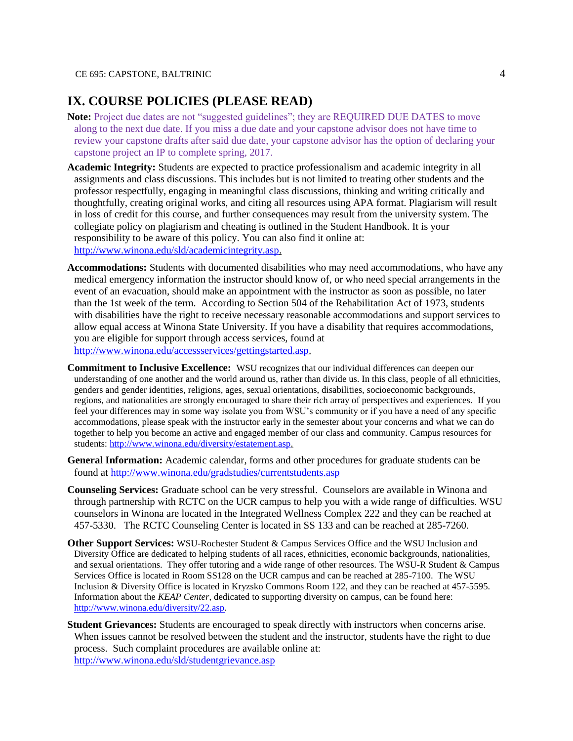## IX. COURSE POLICIES (PLEASE READ)

**Note:** Project due dates are not "suggested guidelines"; they are REQUIRED DUE DATES to move along to the next due date. If you miss a due date and your capstone advisor does not have time to review your capstone drafts after said due date, your capstone advisor has the option of declaring your capstone project an IP to complete spring, 2017.

**Academic Integrity:** Students are expected to practice professionalism and academic integrity in all assignments and class discussions. This includes but is not limited to treating other students and the professor respectfully, engaging in meaningful class discussions, thinking and writing critically and thoughtfully, creating original works, and citing all resources using APA format. Plagiarism will result in loss of credit for this course, and further consequences may result from the university system. The collegiate policy on plagiarism and cheating is outlined in the Student Handbook. It is your responsibility to be aware of this policy. You can also find it online at: http://www.winona.edu/sld/academicintegrity.asp.

**Accommodations:** Students with documented disabilities who may need accommodations, who have any medical emergency information the instructor should know of, or who need special arrangements in the event of an evacuation, should make an appointment with the instructor as soon as possible, no later than the 1st week of the term. According to Section 504 of the Rehabilitation Act of 1973, students with disabilities have the right to receive necessary reasonable accommodations and support services to allow equal access at Winona State University. If you have a disability that requires accommodations, you are eligible for support through access services, found at http://www.winona.edu/accessservices/gettingstarted.asp.

**Commitment to Inclusive Excellence:** WSU recognizes that our individual differences can deepen our understanding of one another and the world around us, rather than divide us. In this class, people of all ethnicities, genders and gender identities, religions, ages, sexual orientations, disabilities, socioeconomic backgrounds, regions, and nationalities are strongly encouraged to share their rich array of perspectives and experiences. If you feel your differences may in some way isolate you from WSU's community or if you have a need of any specific accommodations, please speak with the instructor early in the semester about your concerns and what we can do together to help you become an active and engaged member of our class and community. Campus resources for students: http://www.winona.edu/diversity/estatement.asp.

**General Information:** Academic calendar, forms and other procedures for graduate students can be found at http://www.winona.edu/gradstudies/currentstudents.asp

**Counseling Services:** Graduate school can be very stressful. Counselors are available in Winona and through partnership with RCTC on the UCR campus to help you with a wide range of difficulties. WSU counselors in Winona are located in the Integrated Wellness Complex 222 and they can be reached at 457-5330. The RCTC Counseling Center is located in SS 133 and can be reached at 285-7260.

**Other Support Services:** WSU-Rochester Student & Campus Services Office and the WSU Inclusion and Diversity Office are dedicated to helping students of all races, ethnicities, economic backgrounds, nationalities, and sexual orientations. They offer tutoring and a wide range of other resources. The WSU-R Student & Campus Services Office is located in Room SS128 on the UCR campus and can be reached at 285-7100. The WSU Inclusion & Diversity Office is located in Kryzsko Commons Room 122, and they can be reached at 457-5595. Information about the *KEAP Center*, dedicated to supporting diversity on campus, can be found here: http://www.winona.edu/diversity/22.asp.

**Student Grievances:** Students are encouraged to speak directly with instructors when concerns arise. When issues cannot be resolved between the student and the instructor, students have the right to due process. Such complaint procedures are available online at: http://www.winona.edu/sld/studentgrievance.asp